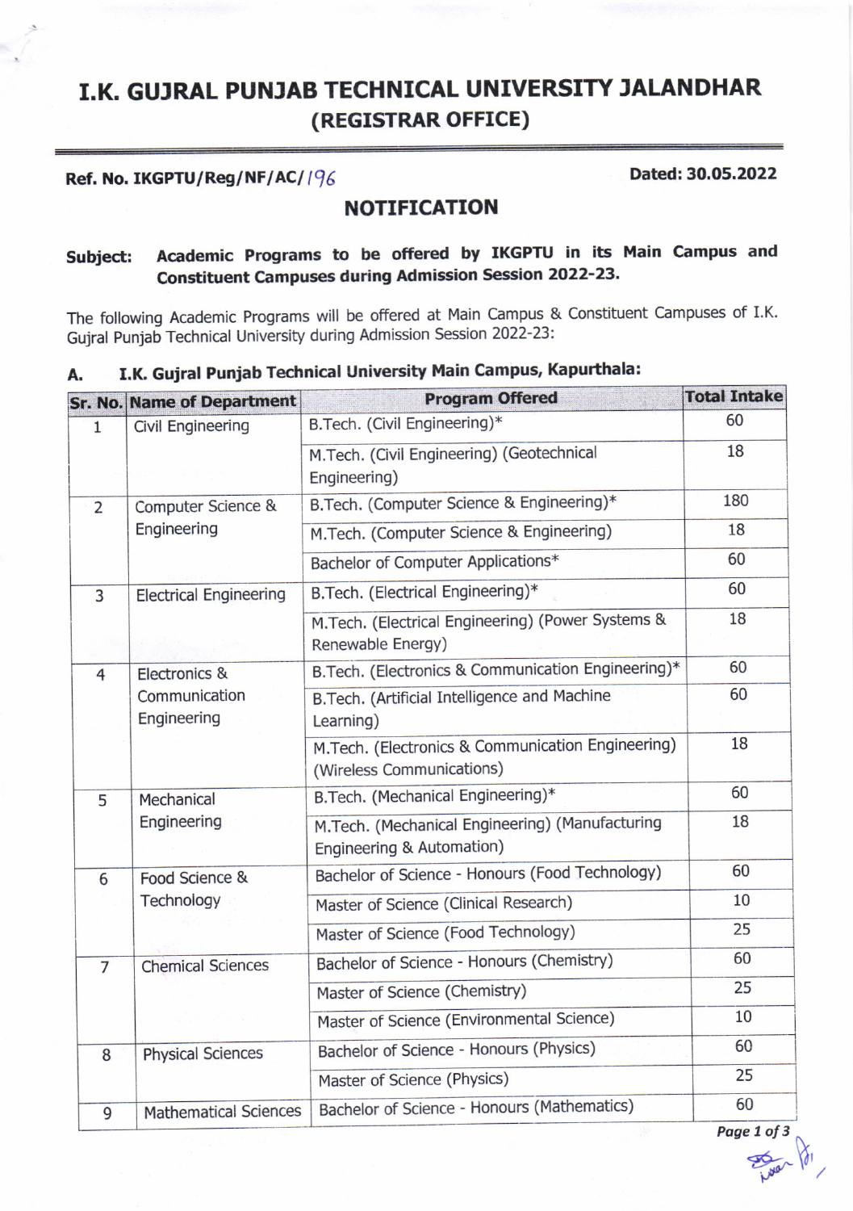# I.K. GUJRAL PUNJAB TECHNICAL UNIVERSITY JALANDHAR

## (REGISTRAR OFFICE)

**Ref. No. IKGPTU/Reg/NF/AC/196** **Dated: 30.05.2022**

## NOTIFICATION

**Subject: Academic Programs to be offered by IKGPTU in its Main Campus and Constituent Campuses during Admission Session 2022-23.**

The following Academic Programs will be offered at Main Campus & Constituent Campuses of I.K. Gujral Punjab Technical University during Admission Session 2022-23:

### A. I.K. Gujral Punjab Technical University Main Campus, Kapurthala:

| Sr. No. | Name of Department | Program Offered | Total Intake |
|---|---|---|---|
| 1 | Civil Engineering | B.Tech. (Civil Engineering)* | 60 |
| | | M.Tech. (Civil Engineering) (Geotechnical Engineering) | 18 |
| 2 | Computer Science & Engineering | B.Tech. (Computer Science & Engineering)* | 180 |
| | | M.Tech. (Computer Science & Engineering) | 18 |
| | | Bachelor of Computer Applications* | 60 |
| 3 | Electrical Engineering | B.Tech. (Electrical Engineering)* | 60 |
| | | M.Tech. (Electrical Engineering) (Power Systems & Renewable Energy) | 18 |
| 4 | Electronics & Communication Engineering | B.Tech. (Electronics & Communication Engineering)* | 60 |
| | | B.Tech. (Artificial Intelligence and Machine Learning) | 60 |
| | | M.Tech. (Electronics & Communication Engineering) (Wireless Communications) | 18 |
| 5 | Mechanical Engineering | B.Tech. (Mechanical Engineering)* | 60 |
| | | M.Tech. (Mechanical Engineering) (Manufacturing Engineering & Automation) | 18 |
| 6 | Food Science & Technology | Bachelor of Science - Honours (Food Technology) | 60 |
| | | Master of Science (Clinical Research) | 10 |
| | | Master of Science (Food Technology) | 25 |
| 7 | Chemical Sciences | Bachelor of Science - Honours (Chemistry) | 60 |
| | | Master of Science (Chemistry) | 25 |
| | | Master of Science (Environmental Science) | 10 |
| 8 | Physical Sciences | Bachelor of Science - Honours (Physics) | 60 |
| | | Master of Science (Physics) | 25 |
| 9 | Mathematical Sciences | Bachelor of Science - Honours (Mathematics) | 60 |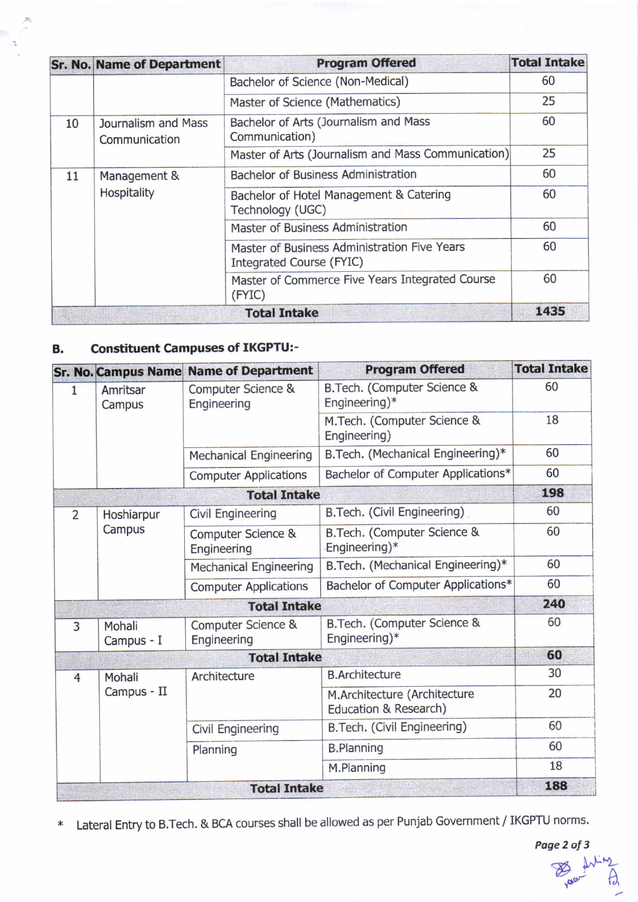| Sr. No. | Name of Department | Program Offered | Total Intake |
|---|---|---|---|
| | | Bachelor of Science (Non-Medical) | 60 |
| | | Master of Science (Mathematics) | 25 |
| 10 | Journalism and Mass Communication | Bachelor of Arts (Journalism and Mass Communication) | 60 |
| | | Master of Arts (Journalism and Mass Communication) | 25 |
| 11 | Management & Hospitality | Bachelor of Business Administration | 60 |
| | | Bachelor of Hotel Management & Catering Technology (UGC) | 60 |
| | | Master of Business Administration | 60 |
| | | Master of Business Administration Five Years Integrated Course (FYIC) | 60 |
| | | Master of Commerce Five Years Integrated Course (FYIC) | 60 |
| | | **Total Intake** | **1435** |

## B. Constituent Campuses of IKGPTU:-

| Sr. No. | Campus Name | Name of Department | Program Offered | Total Intake |
|---|---|---|---|---|
| 1 | Amritsar Campus | Computer Science & Engineering | B.Tech. (Computer Science & Engineering)* | 60 |
| | | | M.Tech. (Computer Science & Engineering) | 18 |
| | | Mechanical Engineering | B.Tech. (Mechanical Engineering)* | 60 |
| | | Computer Applications | Bachelor of Computer Applications* | 60 |
| | | | **Total Intake** | **198** |
| 2 | Hoshiarpur Campus | Civil Engineering | B.Tech. (Civil Engineering) | 60 |
| | | Computer Science & Engineering | B.Tech. (Computer Science & Engineering)* | 60 |
| | | Mechanical Engineering | B.Tech. (Mechanical Engineering)* | 60 |
| | | Computer Applications | Bachelor of Computer Applications* | 60 |
| | | | **Total Intake** | **240** |
| 3 | Mohali Campus - I | Computer Science & Engineering | B.Tech. (Computer Science & Engineering)* | 60 |
| | | | **Total Intake** | **60** |
| 4 | Mohali Campus - II | Architecture | B.Architecture | 30 |
| | | | M.Architecture (Architecture Education & Research) | 20 |
| | | Civil Engineering | B.Tech. (Civil Engineering) | 60 |
| | | Planning | B.Planning | 60 |
| | | | M.Planning | 18 |
| | | | **Total Intake** | **188** |

\* Lateral Entry to B.Tech. & BCA courses shall be allowed as per Punjab Government / IKGPTU norms.